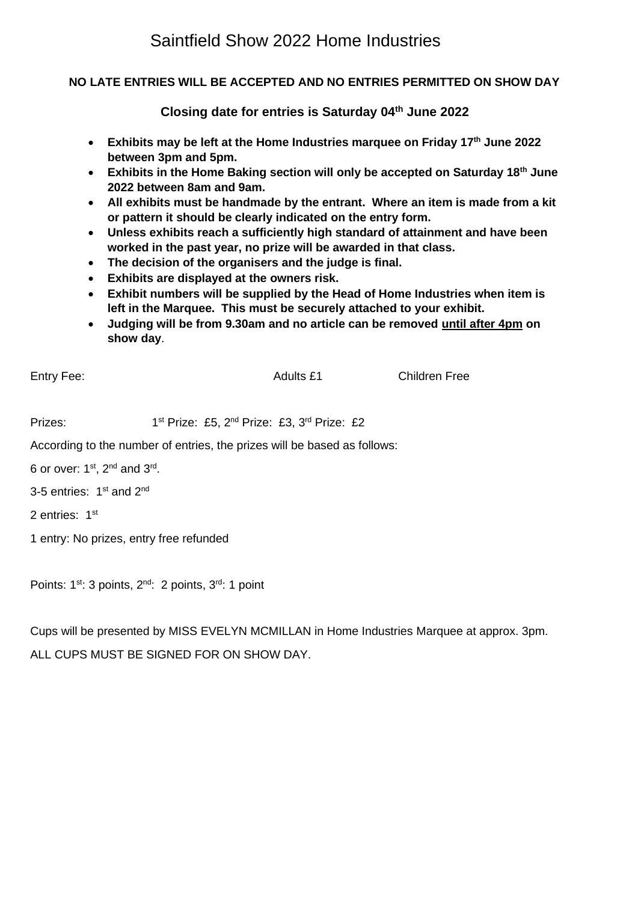# Saintfield Show 2022 Home Industries

**NO LATE ENTRIES WILL BE ACCEPTED AND NO ENTRIES PERMITTED ON SHOW DAY**

**Closing date for entries is Saturday 04th June 2022**

- **Exhibits may be left at the Home Industries marquee on Friday 17th June 2022 between 3pm and 5pm.**
- **Exhibits in the Home Baking section will only be accepted on Saturday 18th June 2022 between 8am and 9am.**
- **All exhibits must be handmade by the entrant. Where an item is made from a kit or pattern it should be clearly indicated on the entry form.**
- **Unless exhibits reach a sufficiently high standard of attainment and have been worked in the past year, no prize will be awarded in that class.**
- **The decision of the organisers and the judge is final.**
- **Exhibits are displayed at the owners risk.**
- **Exhibit numbers will be supplied by the Head of Home Industries when item is left in the Marquee. This must be securely attached to your exhibit.**
- **Judging will be from 9.30am and no article can be removed until after 4pm on show day**.

Entry Fee: Adults £1 Children Free

Prizes: 1st Prize: £5, 2nd Prize: £3, 3rd Prize: £2

According to the number of entries, the prizes will be based as follows:

6 or over: 1st, 2nd and 3rd.

3-5 entries: 1st and 2nd

2 entries: 1st

1 entry: No prizes, entry free refunded

Points: 1st: 3 points, 2nd: 2 points, 3rd: 1 point

Cups will be presented by MISS EVELYN MCMILLAN in Home Industries Marquee at approx. 3pm.

ALL CUPS MUST BE SIGNED FOR ON SHOW DAY.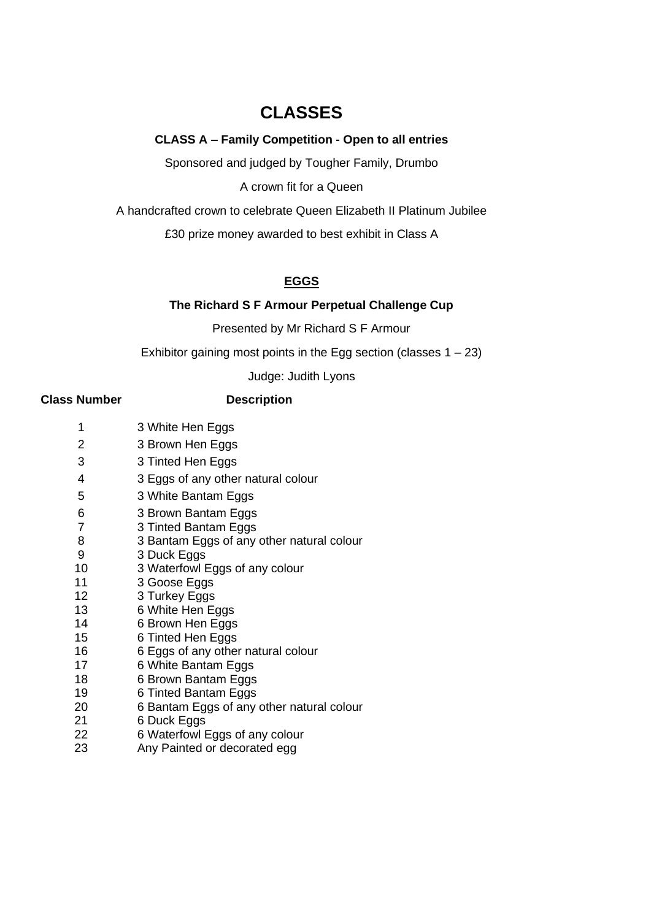# CLASSES

**CLASS A – Family Competition - Open to all entries**

Sponsored and judged by Tougher Family, Drumbo

A crown fit for a Queen

A handcrafted crown to celebrate Queen Elizabeth II Platinum Jubilee

£30 prize money awarded to best exhibit in Class A

## EGGS

**The Richard S F Armour Perpetual Challenge Cup**

Presented by Mr Richard S F Armour

Exhibitor gaining most points in the Egg section (classes 1 – 23)

Judge: Judith Lyons

| Class Number | Description |
|---|---|
| 1 | 3 White Hen Eggs |
| 2 | 3 Brown Hen Eggs |
| 3 | 3 Tinted Hen Eggs |
| 4 | 3 Eggs of any other natural colour |
| 5 | 3 White Bantam Eggs |
| 6 | 3 Brown Bantam Eggs |
| 7 | 3 Tinted Bantam Eggs |
| 8 | 3 Bantam Eggs of any other natural colour |
| 9 | 3 Duck Eggs |
| 10 | 3 Waterfowl Eggs of any colour |
| 11 | 3 Goose Eggs |
| 12 | 3 Turkey Eggs |
| 13 | 6 White Hen Eggs |
| 14 | 6 Brown Hen Eggs |
| 15 | 6 Tinted Hen Eggs |
| 16 | 6 Eggs of any other natural colour |
| 17 | 6 White Bantam Eggs |
| 18 | 6 Brown Bantam Eggs |
| 19 | 6 Tinted Bantam Eggs |
| 20 | 6 Bantam Eggs of any other natural colour |
| 21 | 6 Duck Eggs |
| 22 | 6 Waterfowl Eggs of any colour |
| 23 | Any Painted or decorated egg |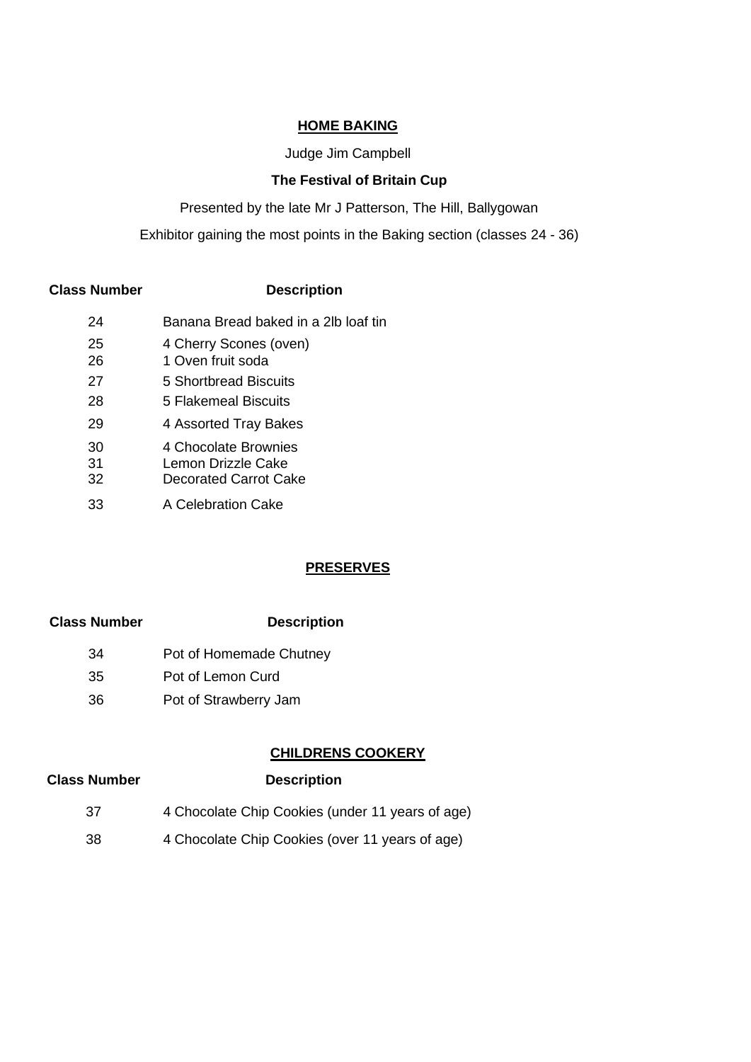## HOME BAKING

Judge Jim Campbell

**The Festival of Britain Cup**

Presented by the late Mr J Patterson, The Hill, Ballygowan

Exhibitor gaining the most points in the Baking section (classes 24 - 36)

| Class Number | Description |
|---|---|
| 24 | Banana Bread baked in a 2lb loaf tin |
| 25 | 4 Cherry Scones (oven) |
| 26 | 1 Oven fruit soda |
| 27 | 5 Shortbread Biscuits |
| 28 | 5 Flakemeal Biscuits |
| 29 | 4 Assorted Tray Bakes |
| 30 | 4 Chocolate Brownies |
| 31 | Lemon Drizzle Cake |
| 32 | Decorated Carrot Cake |
| 33 | A Celebration Cake |

## PRESERVES

| Class Number | Description |
|---|---|
| 34 | Pot of Homemade Chutney |
| 35 | Pot of Lemon Curd |
| 36 | Pot of Strawberry Jam |

## CHILDRENS COOKERY

| Class Number | Description |
|---|---|
| 37 | 4 Chocolate Chip Cookies (under 11 years of age) |
| 38 | 4 Chocolate Chip Cookies (over 11 years of age) |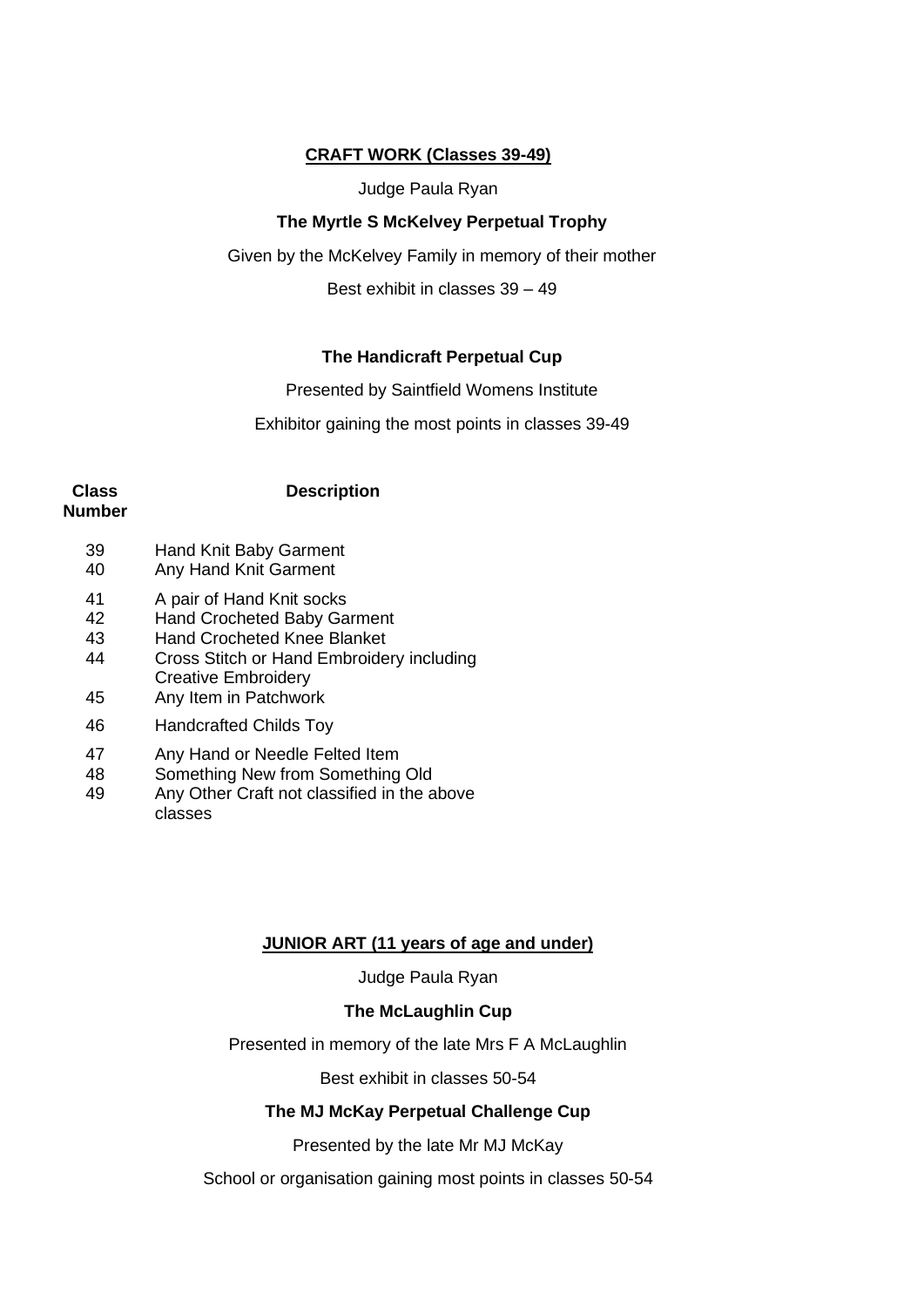## CRAFT WORK (Classes 39-49)

Judge Paula Ryan

**The Myrtle S McKelvey Perpetual Trophy**

Given by the McKelvey Family in memory of their mother

Best exhibit in classes 39 – 49

**The Handicraft Perpetual Cup**

Presented by Saintfield Womens Institute

Exhibitor gaining the most points in classes 39-49

| Class Number | Description |
|---|---|
| 39 | Hand Knit Baby Garment |
| 40 | Any Hand Knit Garment |
| 41 | A pair of Hand Knit socks |
| 42 | Hand Crocheted Baby Garment |
| 43 | Hand Crocheted Knee Blanket |
| 44 | Cross Stitch or Hand Embroidery including Creative Embroidery |
| 45 | Any Item in Patchwork |
| 46 | Handcrafted Childs Toy |
| 47 | Any Hand or Needle Felted Item |
| 48 | Something New from Something Old |
| 49 | Any Other Craft not classified in the above classes |

## JUNIOR ART (11 years of age and under)

Judge Paula Ryan

**The McLaughlin Cup**

Presented in memory of the late Mrs F A McLaughlin

Best exhibit in classes 50-54

**The MJ McKay Perpetual Challenge Cup**

Presented by the late Mr MJ McKay

School or organisation gaining most points in classes 50-54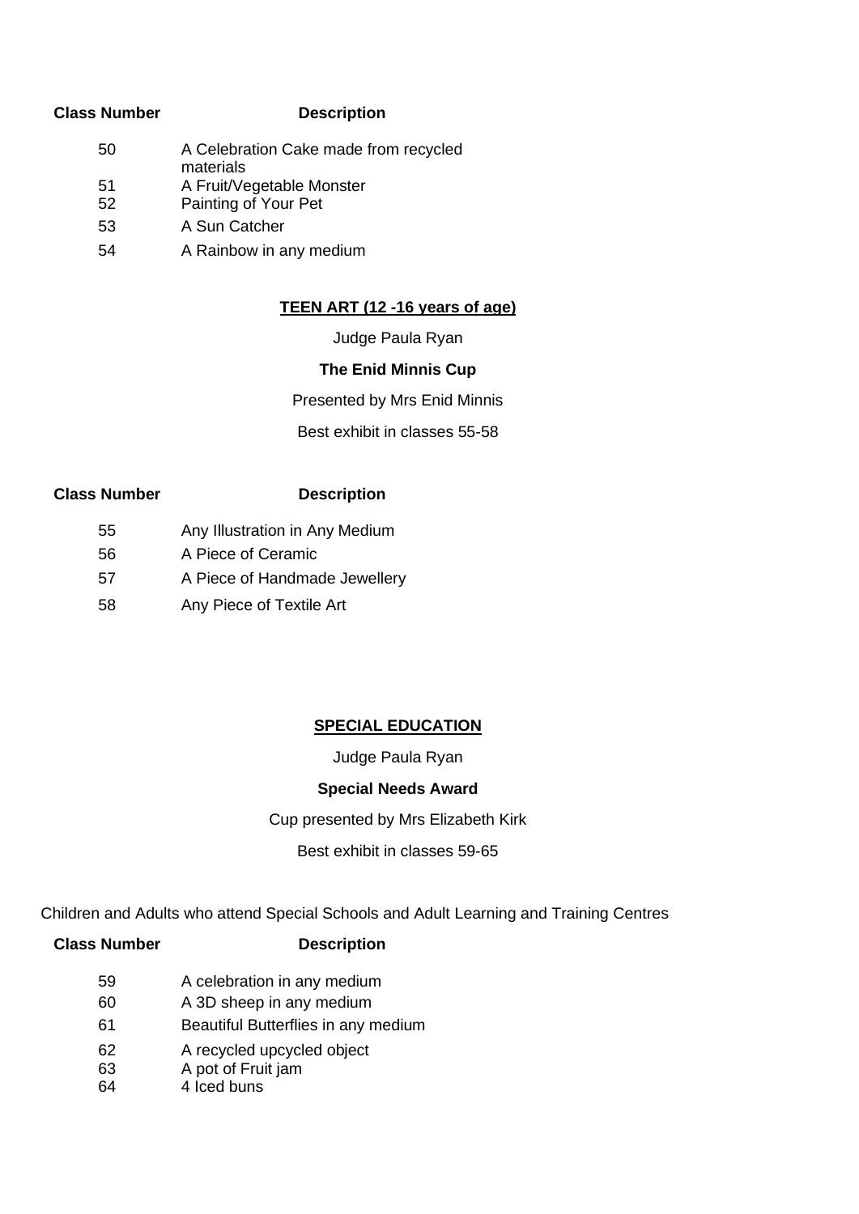| Class Number | Description |
|---|---|
| 50 | A Celebration Cake made from recycled materials |
| 51 | A Fruit/Vegetable Monster |
| 52 | Painting of Your Pet |
| 53 | A Sun Catcher |
| 54 | A Rainbow in any medium |

## TEEN ART (12 -16 years of age)

Judge Paula Ryan

**The Enid Minnis Cup**

Presented by Mrs Enid Minnis

Best exhibit in classes 55-58

| Class Number | Description |
|---|---|
| 55 | Any Illustration in Any Medium |
| 56 | A Piece of Ceramic |
| 57 | A Piece of Handmade Jewellery |
| 58 | Any Piece of Textile Art |

## SPECIAL EDUCATION

Judge Paula Ryan

**Special Needs Award**

Cup presented by Mrs Elizabeth Kirk

Best exhibit in classes 59-65

Children and Adults who attend Special Schools and Adult Learning and Training Centres

| Class Number | Description |
|---|---|
| 59 | A celebration in any medium |
| 60 | A 3D sheep in any medium |
| 61 | Beautiful Butterflies in any medium |
| 62 | A recycled upcycled object |
| 63 | A pot of Fruit jam |
| 64 | 4 Iced buns |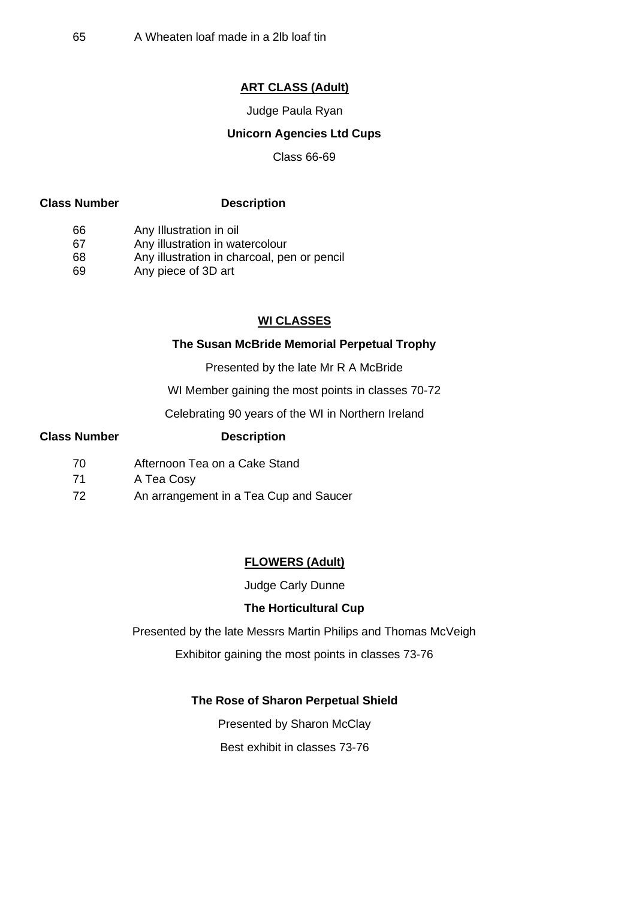| | |
|---|---|
| 65 | A Wheaten loaf made in a 2lb loaf tin |

## ART CLASS (Adult)

Judge Paula Ryan

**Unicorn Agencies Ltd Cups**

Class 66-69

| Class Number | Description |
|---|---|
| 66 | Any Illustration in oil |
| 67 | Any illustration in watercolour |
| 68 | Any illustration in charcoal, pen or pencil |
| 69 | Any piece of 3D art |

## WI CLASSES

**The Susan McBride Memorial Perpetual Trophy**

Presented by the late Mr R A McBride

WI Member gaining the most points in classes 70-72

Celebrating 90 years of the WI in Northern Ireland

| Class Number | Description |
|---|---|
| 70 | Afternoon Tea on a Cake Stand |
| 71 | A Tea Cosy |
| 72 | An arrangement in a Tea Cup and Saucer |

## FLOWERS (Adult)

Judge Carly Dunne

**The Horticultural Cup**

Presented by the late Messrs Martin Philips and Thomas McVeigh

Exhibitor gaining the most points in classes 73-76

**The Rose of Sharon Perpetual Shield**

Presented by Sharon McClay

Best exhibit in classes 73-76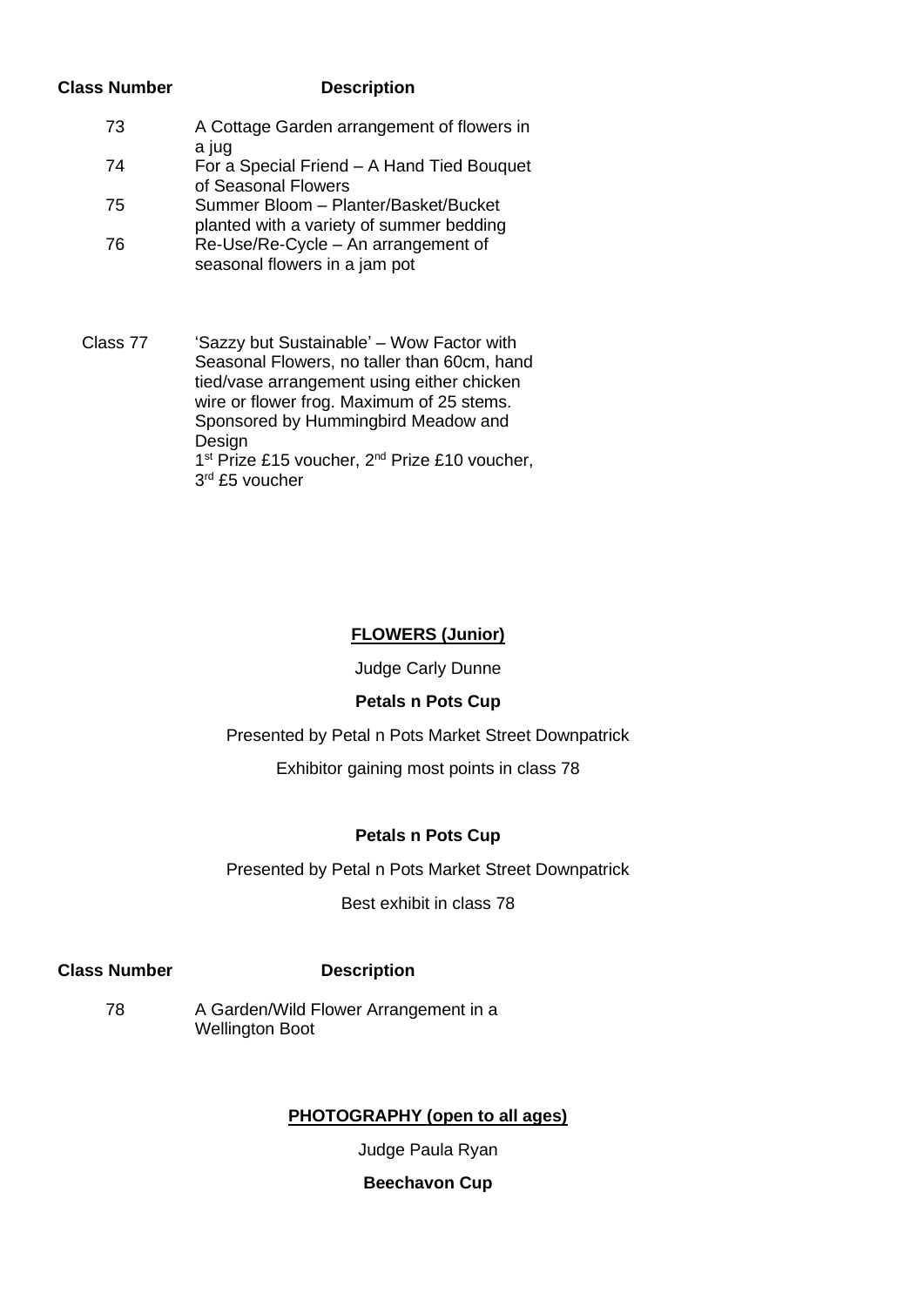| Class Number | Description |
|---|---|
| 73 | A Cottage Garden arrangement of flowers in a jug |
| 74 | For a Special Friend – A Hand Tied Bouquet of Seasonal Flowers |
| 75 | Summer Bloom – Planter/Basket/Bucket planted with a variety of summer bedding |
| 76 | Re-Use/Re-Cycle – An arrangement of seasonal flowers in a jam pot |
| Class 77 | 'Sazzy but Sustainable' – Wow Factor with Seasonal Flowers, no taller than 60cm, hand tied/vase arrangement using either chicken wire or flower frog. Maximum of 25 stems. Sponsored by Hummingbird Meadow and Design<br>1st Prize £15 voucher, 2nd Prize £10 voucher, 3rd £5 voucher |

## FLOWERS (Junior)

Judge Carly Dunne

**Petals n Pots Cup**

Presented by Petal n Pots Market Street Downpatrick

Exhibitor gaining most points in class 78

**Petals n Pots Cup**

Presented by Petal n Pots Market Street Downpatrick

Best exhibit in class 78

| Class Number | Description |
|---|---|
| 78 | A Garden/Wild Flower Arrangement in a Wellington Boot |

## PHOTOGRAPHY (open to all ages)

Judge Paula Ryan

**Beechavon Cup**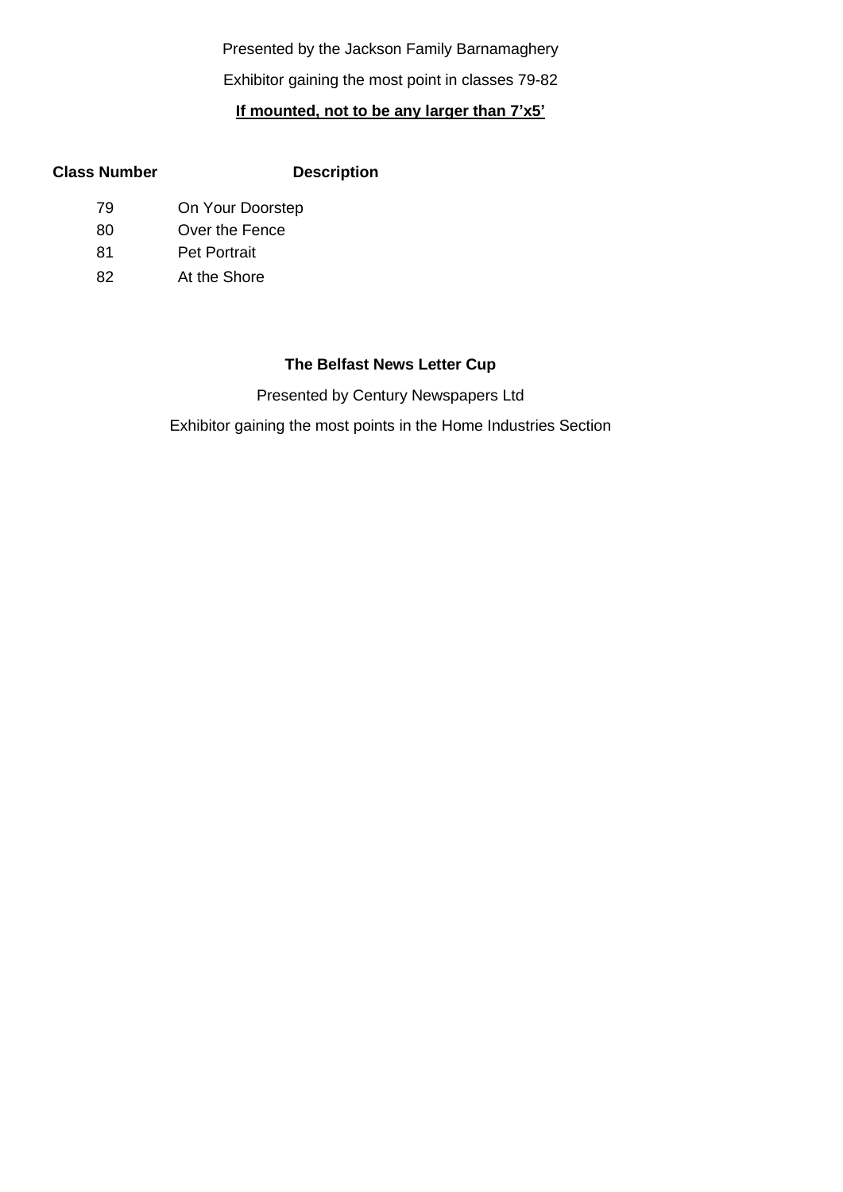Presented by the Jackson Family Barnamaghery

Exhibitor gaining the most point in classes 79-82

**If mounted, not to be any larger than 7'x5'**

| Class Number | Description |
|---|---|
| 79 | On Your Doorstep |
| 80 | Over the Fence |
| 81 | Pet Portrait |
| 82 | At the Shore |

**The Belfast News Letter Cup**

Presented by Century Newspapers Ltd

Exhibitor gaining the most points in the Home Industries Section